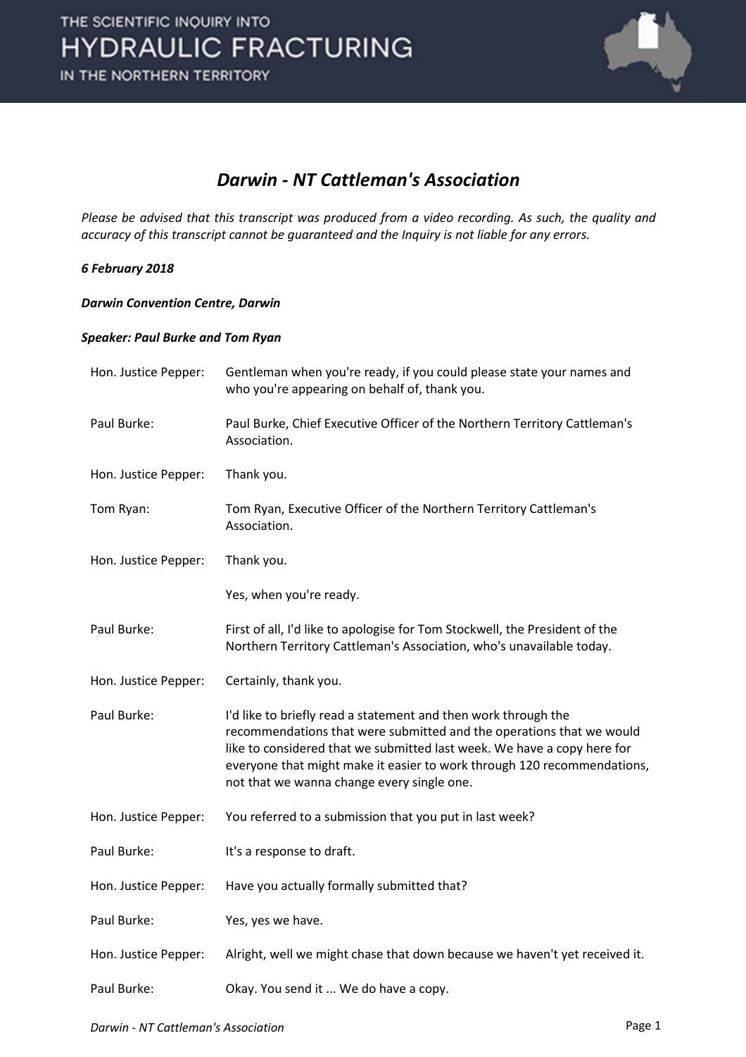## Darwin - NT Cattleman's Association

*Please be advised that this transcript was produced from a video recording. As such, the quality and accuracy of this transcript cannot be guaranteed and the Inquiry is not liable for any errors.*

***6 February 2018***

***Darwin Convention Centre, Darwin***

***Speaker: Paul Burke and Tom Ryan***

| | |
|---|---|
| Hon. Justice Pepper: | Gentleman when you're ready, if you could please state your names and who you're appearing on behalf of, thank you. |
| Paul Burke: | Paul Burke, Chief Executive Officer of the Northern Territory Cattleman's Association. |
| Hon. Justice Pepper: | Thank you. |
| Tom Ryan: | Tom Ryan, Executive Officer of the Northern Territory Cattleman's Association. |
| Hon. Justice Pepper: | Thank you.<br><br>Yes, when you're ready. |
| Paul Burke: | First of all, I'd like to apologise for Tom Stockwell, the President of the Northern Territory Cattleman's Association, who's unavailable today. |
| Hon. Justice Pepper: | Certainly, thank you. |
| Paul Burke: | I'd like to briefly read a statement and then work through the recommendations that were submitted and the operations that we would like to considered that we submitted last week. We have a copy here for everyone that might make it easier to work through 120 recommendations, not that we wanna change every single one. |
| Hon. Justice Pepper: | You referred to a submission that you put in last week? |
| Paul Burke: | It's a response to draft. |
| Hon. Justice Pepper: | Have you actually formally submitted that? |
| Paul Burke: | Yes, yes we have. |
| Hon. Justice Pepper: | Alright, well we might chase that down because we haven't yet received it. |
| Paul Burke: | Okay. You send it ... We do have a copy. |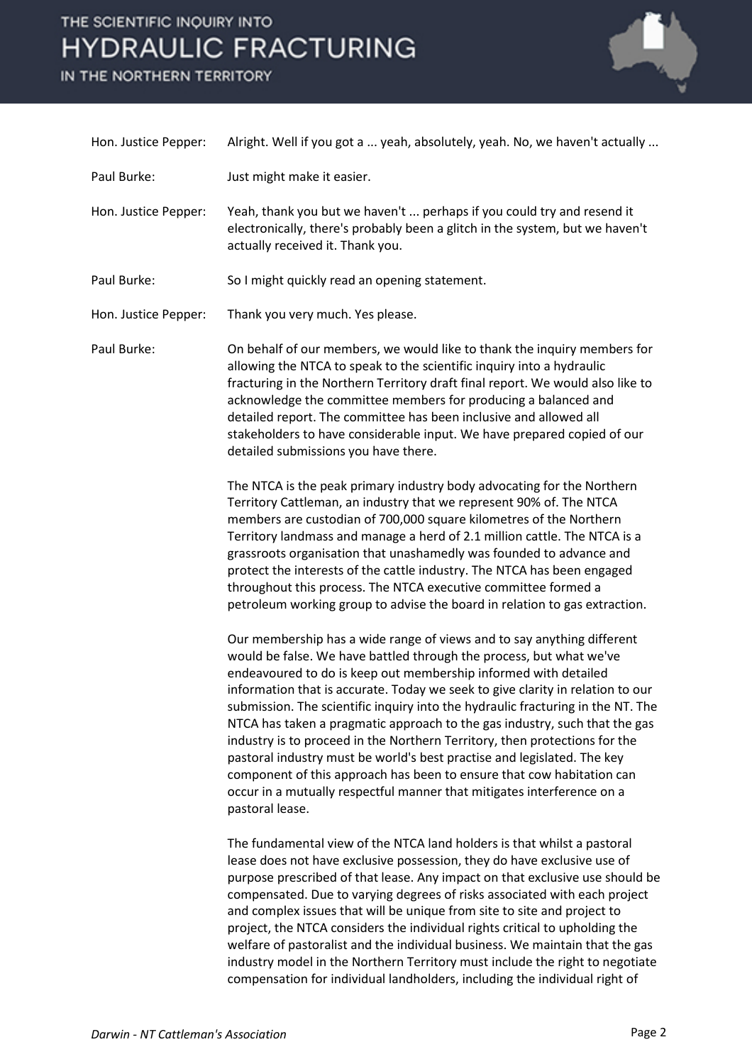Hon. Justice Pepper: Alright. Well if you got a ... yeah, absolutely, yeah. No, we haven't actually ...

Paul Burke: Just might make it easier.

Hon. Justice Pepper: Yeah, thank you but we haven't ... perhaps if you could try and resend it electronically, there's probably been a glitch in the system, but we haven't actually received it. Thank you.

Paul Burke: So I might quickly read an opening statement.

Hon. Justice Pepper: Thank you very much. Yes please.

Paul Burke: On behalf of our members, we would like to thank the inquiry members for allowing the NTCA to speak to the scientific inquiry into a hydraulic fracturing in the Northern Territory draft final report. We would also like to acknowledge the committee members for producing a balanced and detailed report. The committee has been inclusive and allowed all stakeholders to have considerable input. We have prepared copied of our detailed submissions you have there.

The NTCA is the peak primary industry body advocating for the Northern Territory Cattleman, an industry that we represent 90% of. The NTCA members are custodian of 700,000 square kilometres of the Northern Territory landmass and manage a herd of 2.1 million cattle. The NTCA is a grassroots organisation that unashamedly was founded to advance and protect the interests of the cattle industry. The NTCA has been engaged throughout this process. The NTCA executive committee formed a petroleum working group to advise the board in relation to gas extraction.

Our membership has a wide range of views and to say anything different would be false. We have battled through the process, but what we've endeavoured to do is keep out membership informed with detailed information that is accurate. Today we seek to give clarity in relation to our submission. The scientific inquiry into the hydraulic fracturing in the NT. The NTCA has taken a pragmatic approach to the gas industry, such that the gas industry is to proceed in the Northern Territory, then protections for the pastoral industry must be world's best practise and legislated. The key component of this approach has been to ensure that cow habitation can occur in a mutually respectful manner that mitigates interference on a pastoral lease.

The fundamental view of the NTCA land holders is that whilst a pastoral lease does not have exclusive possession, they do have exclusive use of purpose prescribed of that lease. Any impact on that exclusive use should be compensated. Due to varying degrees of risks associated with each project and complex issues that will be unique from site to site and project to project, the NTCA considers the individual rights critical to upholding the welfare of pastoralist and the individual business. We maintain that the gas industry model in the Northern Territory must include the right to negotiate compensation for individual landholders, including the individual right of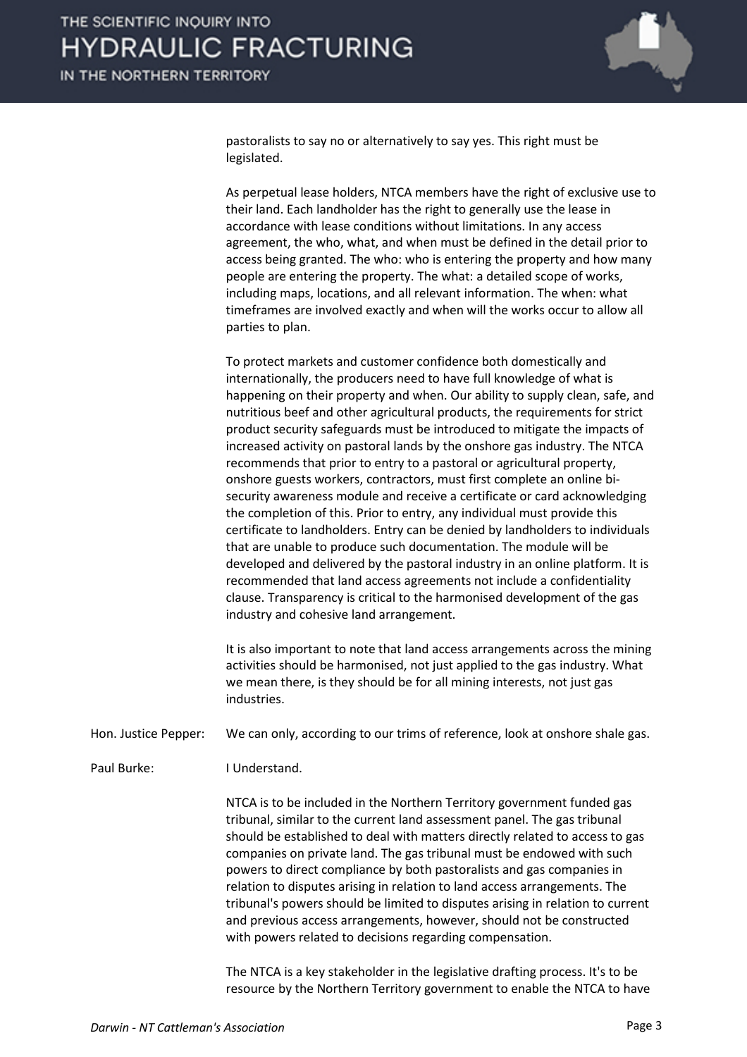pastoralists to say no or alternatively to say yes. This right must be legislated.

As perpetual lease holders, NTCA members have the right of exclusive use to their land. Each landholder has the right to generally use the lease in accordance with lease conditions without limitations. In any access agreement, the who, what, and when must be defined in the detail prior to access being granted. The who: who is entering the property and how many people are entering the property. The what: a detailed scope of works, including maps, locations, and all relevant information. The when: what timeframes are involved exactly and when will the works occur to allow all parties to plan.

To protect markets and customer confidence both domestically and internationally, the producers need to have full knowledge of what is happening on their property and when. Our ability to supply clean, safe, and nutritious beef and other agricultural products, the requirements for strict product security safeguards must be introduced to mitigate the impacts of increased activity on pastoral lands by the onshore gas industry. The NTCA recommends that prior to entry to a pastoral or agricultural property, onshore guests workers, contractors, must first complete an online bi-security awareness module and receive a certificate or card acknowledging the completion of this. Prior to entry, any individual must provide this certificate to landholders. Entry can be denied by landholders to individuals that are unable to produce such documentation. The module will be developed and delivered by the pastoral industry in an online platform. It is recommended that land access agreements not include a confidentiality clause. Transparency is critical to the harmonised development of the gas industry and cohesive land arrangement.

It is also important to note that land access arrangements across the mining activities should be harmonised, not just applied to the gas industry. What we mean there, is they should be for all mining interests, not just gas industries.

**Hon. Justice Pepper:** We can only, according to our trims of reference, look at onshore shale gas.

**Paul Burke:** I Understand.

NTCA is to be included in the Northern Territory government funded gas tribunal, similar to the current land assessment panel. The gas tribunal should be established to deal with matters directly related to access to gas companies on private land. The gas tribunal must be endowed with such powers to direct compliance by both pastoralists and gas companies in relation to disputes arising in relation to land access arrangements. The tribunal's powers should be limited to disputes arising in relation to current and previous access arrangements, however, should not be constructed with powers related to decisions regarding compensation.

The NTCA is a key stakeholder in the legislative drafting process. It's to be resource by the Northern Territory government to enable the NTCA to have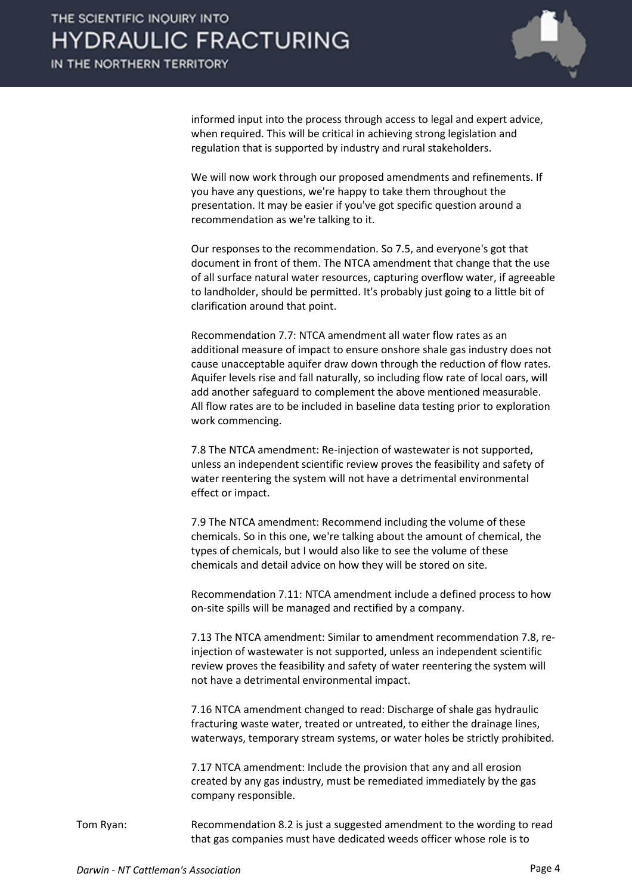informed input into the process through access to legal and expert advice, when required. This will be critical in achieving strong legislation and regulation that is supported by industry and rural stakeholders.

We will now work through our proposed amendments and refinements. If you have any questions, we're happy to take them throughout the presentation. It may be easier if you've got specific question around a recommendation as we're talking to it.

Our responses to the recommendation. So 7.5, and everyone's got that document in front of them. The NTCA amendment that change that the use of all surface natural water resources, capturing overflow water, if agreeable to landholder, should be permitted. It's probably just going to a little bit of clarification around that point.

Recommendation 7.7: NTCA amendment all water flow rates as an additional measure of impact to ensure onshore shale gas industry does not cause unacceptable aquifer draw down through the reduction of flow rates. Aquifer levels rise and fall naturally, so including flow rate of local oars, will add another safeguard to complement the above mentioned measurable. All flow rates are to be included in baseline data testing prior to exploration work commencing.

7.8 The NTCA amendment: Re-injection of wastewater is not supported, unless an independent scientific review proves the feasibility and safety of water reentering the system will not have a detrimental environmental effect or impact.

7.9 The NTCA amendment: Recommend including the volume of these chemicals. So in this one, we're talking about the amount of chemical, the types of chemicals, but I would also like to see the volume of these chemicals and detail advice on how they will be stored on site.

Recommendation 7.11: NTCA amendment include a defined process to how on-site spills will be managed and rectified by a company.

7.13 The NTCA amendment: Similar to amendment recommendation 7.8, re-injection of wastewater is not supported, unless an independent scientific review proves the feasibility and safety of water reentering the system will not have a detrimental environmental impact.

7.16 NTCA amendment changed to read: Discharge of shale gas hydraulic fracturing waste water, treated or untreated, to either the drainage lines, waterways, temporary stream systems, or water holes be strictly prohibited.

7.17 NTCA amendment: Include the provision that any and all erosion created by any gas industry, must be remediated immediately by the gas company responsible.

Tom Ryan: Recommendation 8.2 is just a suggested amendment to the wording to read that gas companies must have dedicated weeds officer whose role is to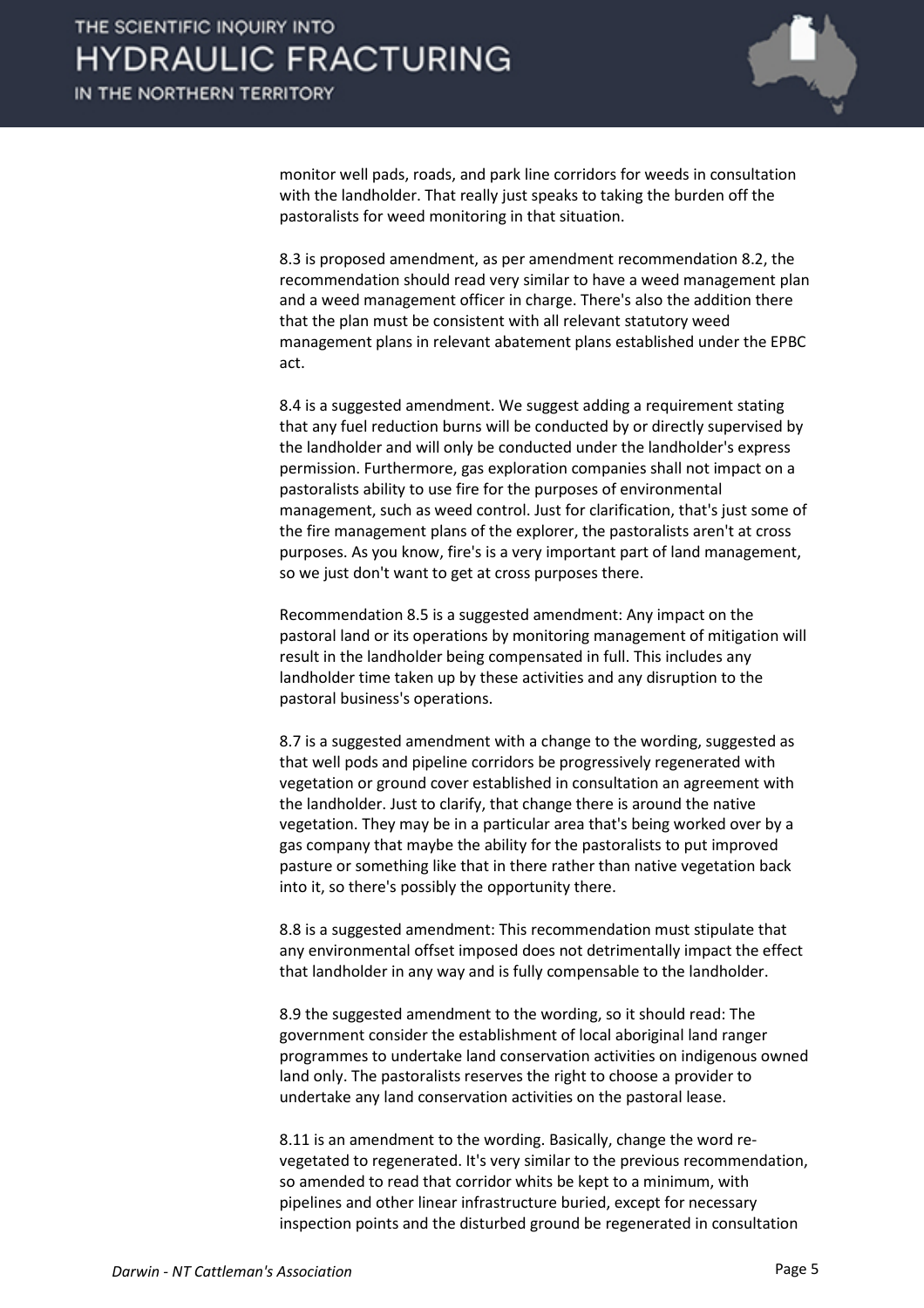monitor well pads, roads, and park line corridors for weeds in consultation with the landholder. That really just speaks to taking the burden off the pastoralists for weed monitoring in that situation.

8.3 is proposed amendment, as per amendment recommendation 8.2, the recommendation should read very similar to have a weed management plan and a weed management officer in charge. There's also the addition there that the plan must be consistent with all relevant statutory weed management plans in relevant abatement plans established under the EPBC act.

8.4 is a suggested amendment. We suggest adding a requirement stating that any fuel reduction burns will be conducted by or directly supervised by the landholder and will only be conducted under the landholder's express permission. Furthermore, gas exploration companies shall not impact on a pastoralists ability to use fire for the purposes of environmental management, such as weed control. Just for clarification, that's just some of the fire management plans of the explorer, the pastoralists aren't at cross purposes. As you know, fire's is a very important part of land management, so we just don't want to get at cross purposes there.

Recommendation 8.5 is a suggested amendment: Any impact on the pastoral land or its operations by monitoring management of mitigation will result in the landholder being compensated in full. This includes any landholder time taken up by these activities and any disruption to the pastoral business's operations.

8.7 is a suggested amendment with a change to the wording, suggested as that well pods and pipeline corridors be progressively regenerated with vegetation or ground cover established in consultation an agreement with the landholder. Just to clarify, that change there is around the native vegetation. They may be in a particular area that's being worked over by a gas company that maybe the ability for the pastoralists to put improved pasture or something like that in there rather than native vegetation back into it, so there's possibly the opportunity there.

8.8 is a suggested amendment: This recommendation must stipulate that any environmental offset imposed does not detrimentally impact the effect that landholder in any way and is fully compensable to the landholder.

8.9 the suggested amendment to the wording, so it should read: The government consider the establishment of local aboriginal land ranger programmes to undertake land conservation activities on indigenous owned land only. The pastoralists reserves the right to choose a provider to undertake any land conservation activities on the pastoral lease.

8.11 is an amendment to the wording. Basically, change the word re-vegetated to regenerated. It's very similar to the previous recommendation, so amended to read that corridor whits be kept to a minimum, with pipelines and other linear infrastructure buried, except for necessary inspection points and the disturbed ground be regenerated in consultation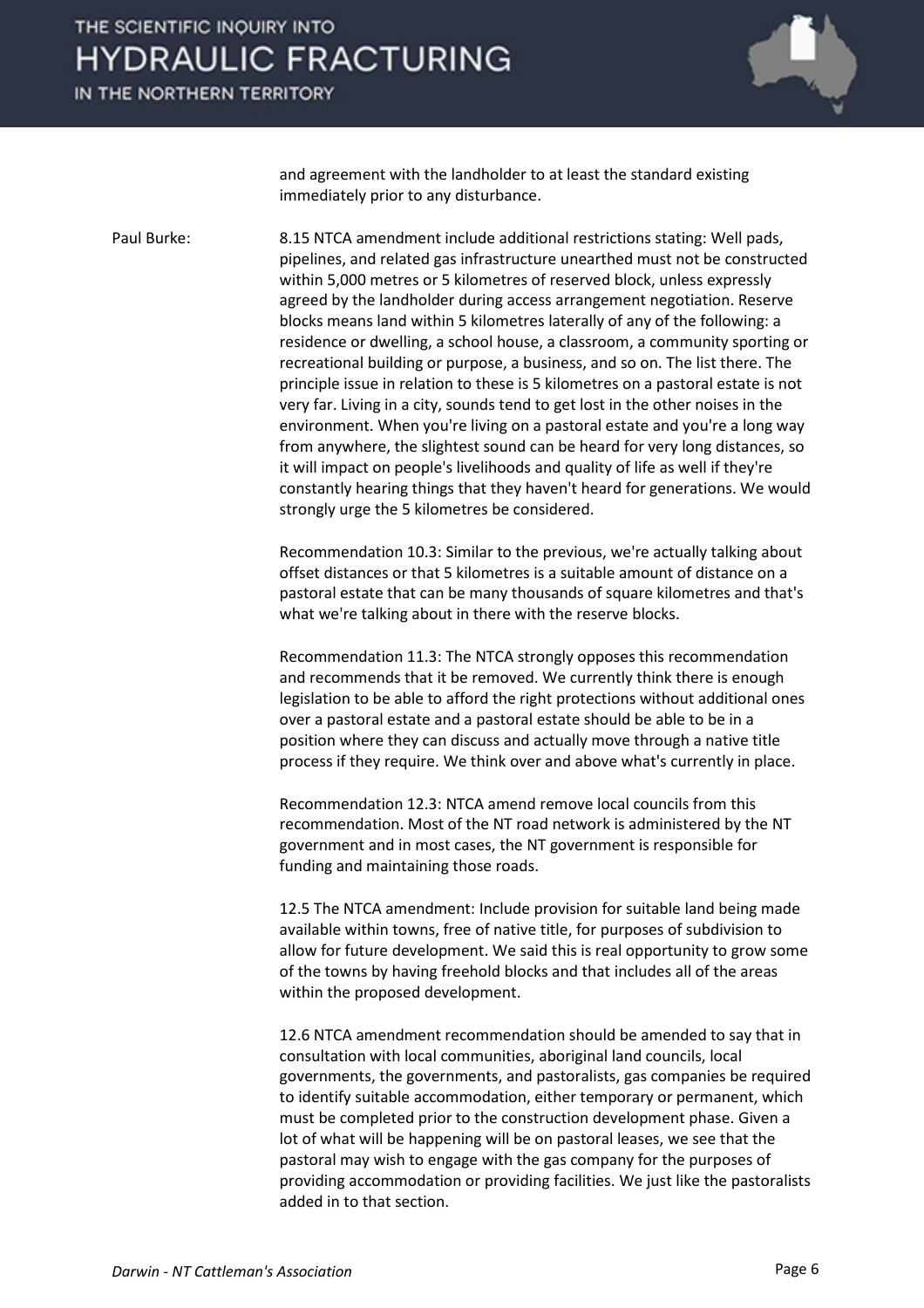and agreement with the landholder to at least the standard existing immediately prior to any disturbance.

Paul Burke: 8.15 NTCA amendment include additional restrictions stating: Well pads, pipelines, and related gas infrastructure unearthed must not be constructed within 5,000 metres or 5 kilometres of reserved block, unless expressly agreed by the landholder during access arrangement negotiation. Reserve blocks means land within 5 kilometres laterally of any of the following: a residence or dwelling, a school house, a classroom, a community sporting or recreational building or purpose, a business, and so on. The list there. The principle issue in relation to these is 5 kilometres on a pastoral estate is not very far. Living in a city, sounds tend to get lost in the other noises in the environment. When you're living on a pastoral estate and you're a long way from anywhere, the slightest sound can be heard for very long distances, so it will impact on people's livelihoods and quality of life as well if they're constantly hearing things that they haven't heard for generations. We would strongly urge the 5 kilometres be considered.

Recommendation 10.3: Similar to the previous, we're actually talking about offset distances or that 5 kilometres is a suitable amount of distance on a pastoral estate that can be many thousands of square kilometres and that's what we're talking about in there with the reserve blocks.

Recommendation 11.3: The NTCA strongly opposes this recommendation and recommends that it be removed. We currently think there is enough legislation to be able to afford the right protections without additional ones over a pastoral estate and a pastoral estate should be able to be in a position where they can discuss and actually move through a native title process if they require. We think over and above what's currently in place.

Recommendation 12.3: NTCA amend remove local councils from this recommendation. Most of the NT road network is administered by the NT government and in most cases, the NT government is responsible for funding and maintaining those roads.

12.5 The NTCA amendment: Include provision for suitable land being made available within towns, free of native title, for purposes of subdivision to allow for future development. We said this is real opportunity to grow some of the towns by having freehold blocks and that includes all of the areas within the proposed development.

12.6 NTCA amendment recommendation should be amended to say that in consultation with local communities, aboriginal land councils, local governments, the governments, and pastoralists, gas companies be required to identify suitable accommodation, either temporary or permanent, which must be completed prior to the construction development phase. Given a lot of what will be happening will be on pastoral leases, we see that the pastoral may wish to engage with the gas company for the purposes of providing accommodation or providing facilities. We just like the pastoralists added in to that section.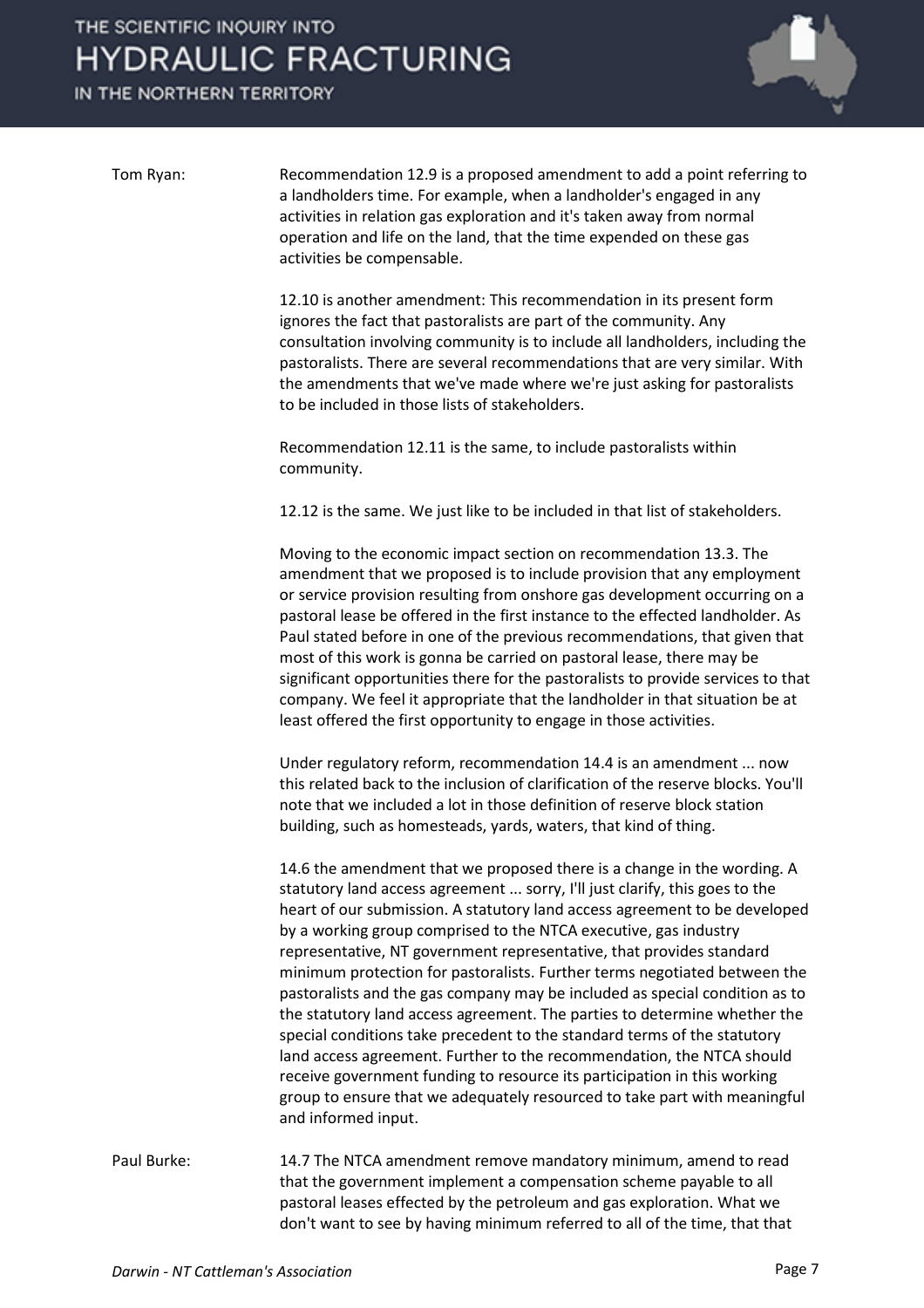Tom Ryan: Recommendation 12.9 is a proposed amendment to add a point referring to a landholders time. For example, when a landholder's engaged in any activities in relation gas exploration and it's taken away from normal operation and life on the land, that the time expended on these gas activities be compensable.

12.10 is another amendment: This recommendation in its present form ignores the fact that pastoralists are part of the community. Any consultation involving community is to include all landholders, including the pastoralists. There are several recommendations that are very similar. With the amendments that we've made where we're just asking for pastoralists to be included in those lists of stakeholders.

Recommendation 12.11 is the same, to include pastoralists within community.

12.12 is the same. We just like to be included in that list of stakeholders.

Moving to the economic impact section on recommendation 13.3. The amendment that we proposed is to include provision that any employment or service provision resulting from onshore gas development occurring on a pastoral lease be offered in the first instance to the effected landholder. As Paul stated before in one of the previous recommendations, that given that most of this work is gonna be carried on pastoral lease, there may be significant opportunities there for the pastoralists to provide services to that company. We feel it appropriate that the landholder in that situation be at least offered the first opportunity to engage in those activities.

Under regulatory reform, recommendation 14.4 is an amendment ... now this related back to the inclusion of clarification of the reserve blocks. You'll note that we included a lot in those definition of reserve block station building, such as homesteads, yards, waters, that kind of thing.

14.6 the amendment that we proposed there is a change in the wording. A statutory land access agreement ... sorry, I'll just clarify, this goes to the heart of our submission. A statutory land access agreement to be developed by a working group comprised to the NTCA executive, gas industry representative, NT government representative, that provides standard minimum protection for pastoralists. Further terms negotiated between the pastoralists and the gas company may be included as special condition as to the statutory land access agreement. The parties to determine whether the special conditions take precedent to the standard terms of the statutory land access agreement. Further to the recommendation, the NTCA should receive government funding to resource its participation in this working group to ensure that we adequately resourced to take part with meaningful and informed input.

Paul Burke: 14.7 The NTCA amendment remove mandatory minimum, amend to read that the government implement a compensation scheme payable to all pastoral leases effected by the petroleum and gas exploration. What we don't want to see by having minimum referred to all of the time, that that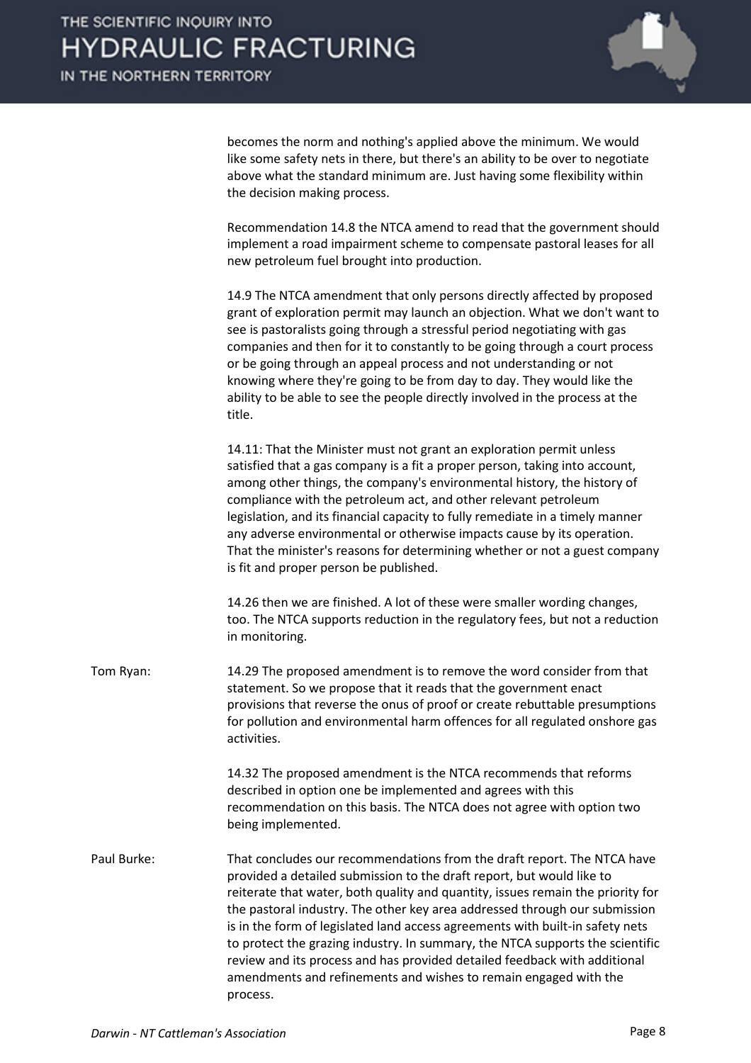becomes the norm and nothing's applied above the minimum. We would like some safety nets in there, but there's an ability to be over to negotiate above what the standard minimum are. Just having some flexibility within the decision making process.

Recommendation 14.8 the NTCA amend to read that the government should implement a road impairment scheme to compensate pastoral leases for all new petroleum fuel brought into production.

14.9 The NTCA amendment that only persons directly affected by proposed grant of exploration permit may launch an objection. What we don't want to see is pastoralists going through a stressful period negotiating with gas companies and then for it to constantly to be going through a court process or be going through an appeal process and not understanding or not knowing where they're going to be from day to day. They would like the ability to be able to see the people directly involved in the process at the title.

14.11: That the Minister must not grant an exploration permit unless satisfied that a gas company is a fit a proper person, taking into account, among other things, the company's environmental history, the history of compliance with the petroleum act, and other relevant petroleum legislation, and its financial capacity to fully remediate in a timely manner any adverse environmental or otherwise impacts cause by its operation. That the minister's reasons for determining whether or not a guest company is fit and proper person be published.

14.26 then we are finished. A lot of these were smaller wording changes, too. The NTCA supports reduction in the regulatory fees, but not a reduction in monitoring.

Tom Ryan: 14.29 The proposed amendment is to remove the word consider from that statement. So we propose that it reads that the government enact provisions that reverse the onus of proof or create rebuttable presumptions for pollution and environmental harm offences for all regulated onshore gas activities.

14.32 The proposed amendment is the NTCA recommends that reforms described in option one be implemented and agrees with this recommendation on this basis. The NTCA does not agree with option two being implemented.

Paul Burke: That concludes our recommendations from the draft report. The NTCA have provided a detailed submission to the draft report, but would like to reiterate that water, both quality and quantity, issues remain the priority for the pastoral industry. The other key area addressed through our submission is in the form of legislated land access agreements with built-in safety nets to protect the grazing industry. In summary, the NTCA supports the scientific review and its process and has provided detailed feedback with additional amendments and refinements and wishes to remain engaged with the process.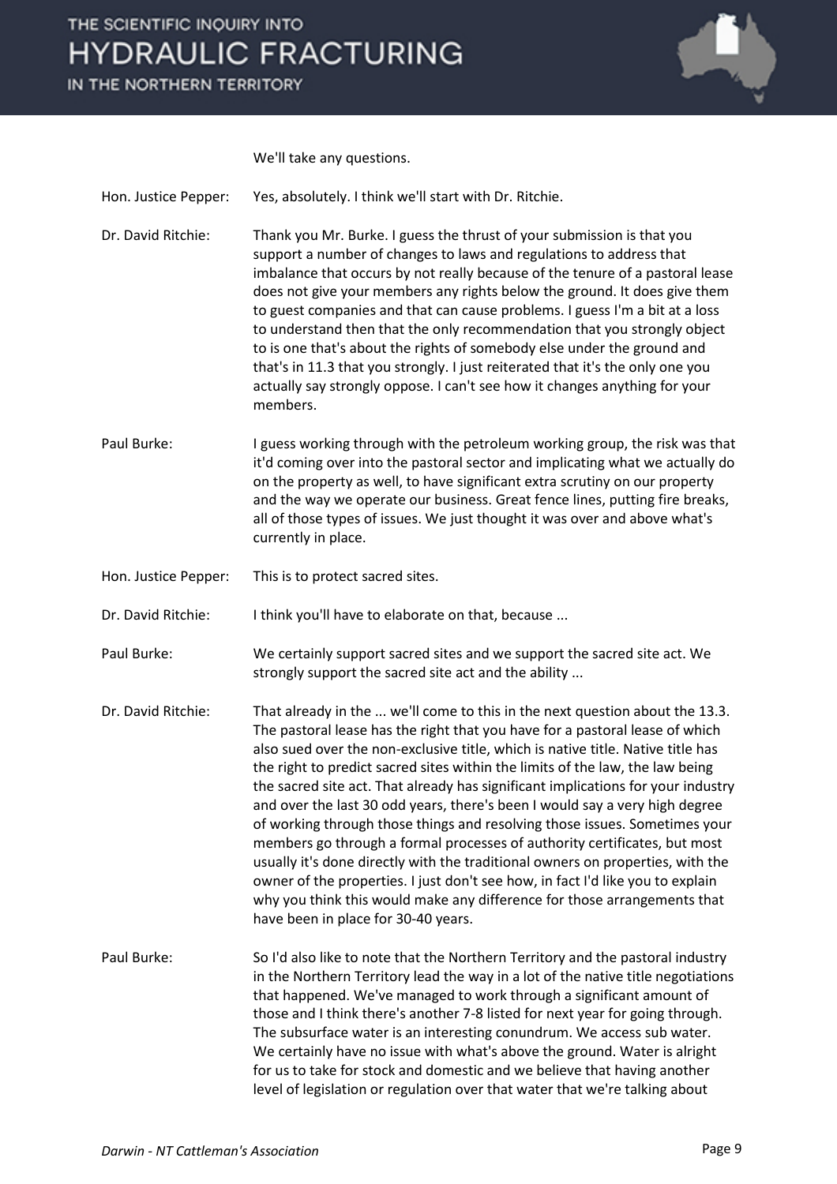We'll take any questions.

**Hon. Justice Pepper:** Yes, absolutely. I think we'll start with Dr. Ritchie.

**Dr. David Ritchie:** Thank you Mr. Burke. I guess the thrust of your submission is that you support a number of changes to laws and regulations to address that imbalance that occurs by not really because of the tenure of a pastoral lease does not give your members any rights below the ground. It does give them to guest companies and that can cause problems. I guess I'm a bit at a loss to understand then that the only recommendation that you strongly object to is one that's about the rights of somebody else under the ground and that's in 11.3 that you strongly. I just reiterated that it's the only one you actually say strongly oppose. I can't see how it changes anything for your members.

**Paul Burke:** I guess working through with the petroleum working group, the risk was that it'd coming over into the pastoral sector and implicating what we actually do on the property as well, to have significant extra scrutiny on our property and the way we operate our business. Great fence lines, putting fire breaks, all of those types of issues. We just thought it was over and above what's currently in place.

**Hon. Justice Pepper:** This is to protect sacred sites.

**Dr. David Ritchie:** I think you'll have to elaborate on that, because ...

**Paul Burke:** We certainly support sacred sites and we support the sacred site act. We strongly support the sacred site act and the ability ...

**Dr. David Ritchie:** That already in the ... we'll come to this in the next question about the 13.3. The pastoral lease has the right that you have for a pastoral lease of which also sued over the non-exclusive title, which is native title. Native title has the right to predict sacred sites within the limits of the law, the law being the sacred site act. That already has significant implications for your industry and over the last 30 odd years, there's been I would say a very high degree of working through those things and resolving those issues. Sometimes your members go through a formal processes of authority certificates, but most usually it's done directly with the traditional owners on properties, with the owner of the properties. I just don't see how, in fact I'd like you to explain why you think this would make any difference for those arrangements that have been in place for 30-40 years.

**Paul Burke:** So I'd also like to note that the Northern Territory and the pastoral industry in the Northern Territory lead the way in a lot of the native title negotiations that happened. We've managed to work through a significant amount of those and I think there's another 7-8 listed for next year for going through. The subsurface water is an interesting conundrum. We access sub water. We certainly have no issue with what's above the ground. Water is alright for us to take for stock and domestic and we believe that having another level of legislation or regulation over that water that we're talking about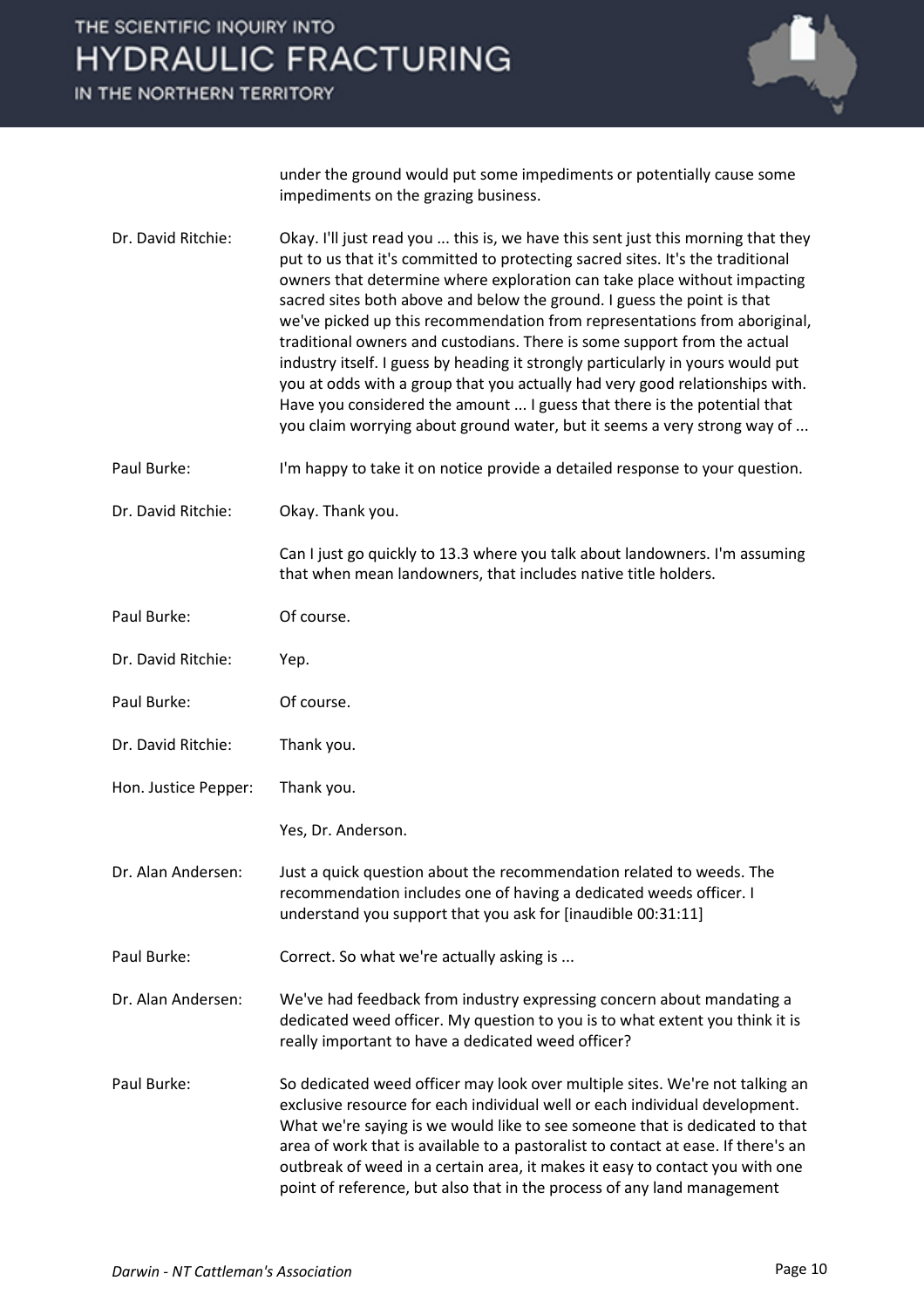under the ground would put some impediments or potentially cause some impediments on the grazing business.

Dr. David Ritchie: Okay. I'll just read you ... this is, we have this sent just this morning that they put to us that it's committed to protecting sacred sites. It's the traditional owners that determine where exploration can take place without impacting sacred sites both above and below the ground. I guess the point is that we've picked up this recommendation from representations from aboriginal, traditional owners and custodians. There is some support from the actual industry itself. I guess by heading it strongly particularly in yours would put you at odds with a group that you actually had very good relationships with. Have you considered the amount ... I guess that there is the potential that you claim worrying about ground water, but it seems a very strong way of ...

Paul Burke: I'm happy to take it on notice provide a detailed response to your question.

Dr. David Ritchie: Okay. Thank you.

Can I just go quickly to 13.3 where you talk about landowners. I'm assuming that when mean landowners, that includes native title holders.

Paul Burke: Of course.

Dr. David Ritchie: Yep.

Paul Burke: Of course.

Dr. David Ritchie: Thank you.

Hon. Justice Pepper: Thank you.

Yes, Dr. Anderson.

Dr. Alan Andersen: Just a quick question about the recommendation related to weeds. The recommendation includes one of having a dedicated weeds officer. I understand you support that you ask for [inaudible 00:31:11]

Paul Burke: Correct. So what we're actually asking is ...

Dr. Alan Andersen: We've had feedback from industry expressing concern about mandating a dedicated weed officer. My question to you is to what extent you think it is really important to have a dedicated weed officer?

Paul Burke: So dedicated weed officer may look over multiple sites. We're not talking an exclusive resource for each individual well or each individual development. What we're saying is we would like to see someone that is dedicated to that area of work that is available to a pastoralist to contact at ease. If there's an outbreak of weed in a certain area, it makes it easy to contact you with one point of reference, but also that in the process of any land management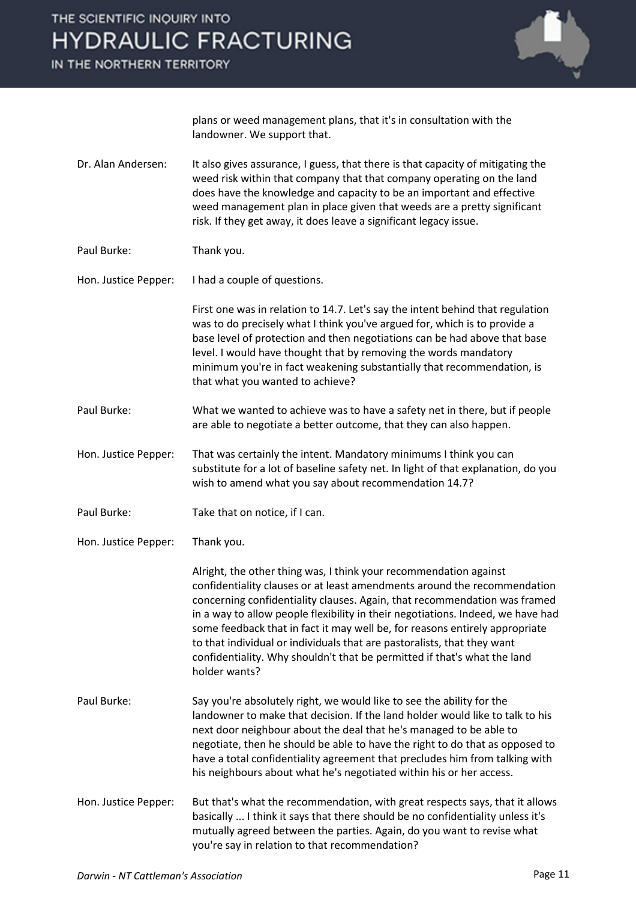plans or weed management plans, that it's in consultation with the landowner. We support that.

**Dr. Alan Andersen:** It also gives assurance, I guess, that there is that capacity of mitigating the weed risk within that company that that company operating on the land does have the knowledge and capacity to be an important and effective weed management plan in place given that weeds are a pretty significant risk. If they get away, it does leave a significant legacy issue.

**Paul Burke:** Thank you.

**Hon. Justice Pepper:** I had a couple of questions.

First one was in relation to 14.7. Let's say the intent behind that regulation was to do precisely what I think you've argued for, which is to provide a base level of protection and then negotiations can be had above that base level. I would have thought that by removing the words mandatory minimum you're in fact weakening substantially that recommendation, is that what you wanted to achieve?

**Paul Burke:** What we wanted to achieve was to have a safety net in there, but if people are able to negotiate a better outcome, that they can also happen.

**Hon. Justice Pepper:** That was certainly the intent. Mandatory minimums I think you can substitute for a lot of baseline safety net. In light of that explanation, do you wish to amend what you say about recommendation 14.7?

**Paul Burke:** Take that on notice, if I can.

**Hon. Justice Pepper:** Thank you.

Alright, the other thing was, I think your recommendation against confidentiality clauses or at least amendments around the recommendation concerning confidentiality clauses. Again, that recommendation was framed in a way to allow people flexibility in their negotiations. Indeed, we have had some feedback that in fact it may well be, for reasons entirely appropriate to that individual or individuals that are pastoralists, that they want confidentiality. Why shouldn't that be permitted if that's what the land holder wants?

**Paul Burke:** Say you're absolutely right, we would like to see the ability for the landowner to make that decision. If the land holder would like to talk to his next door neighbour about the deal that he's managed to be able to negotiate, then he should be able to have the right to do that as opposed to have a total confidentiality agreement that precludes him from talking with his neighbours about what he's negotiated within his or her access.

**Hon. Justice Pepper:** But that's what the recommendation, with great respects says, that it allows basically ... I think it says that there should be no confidentiality unless it's mutually agreed between the parties. Again, do you want to revise what you're say in relation to that recommendation?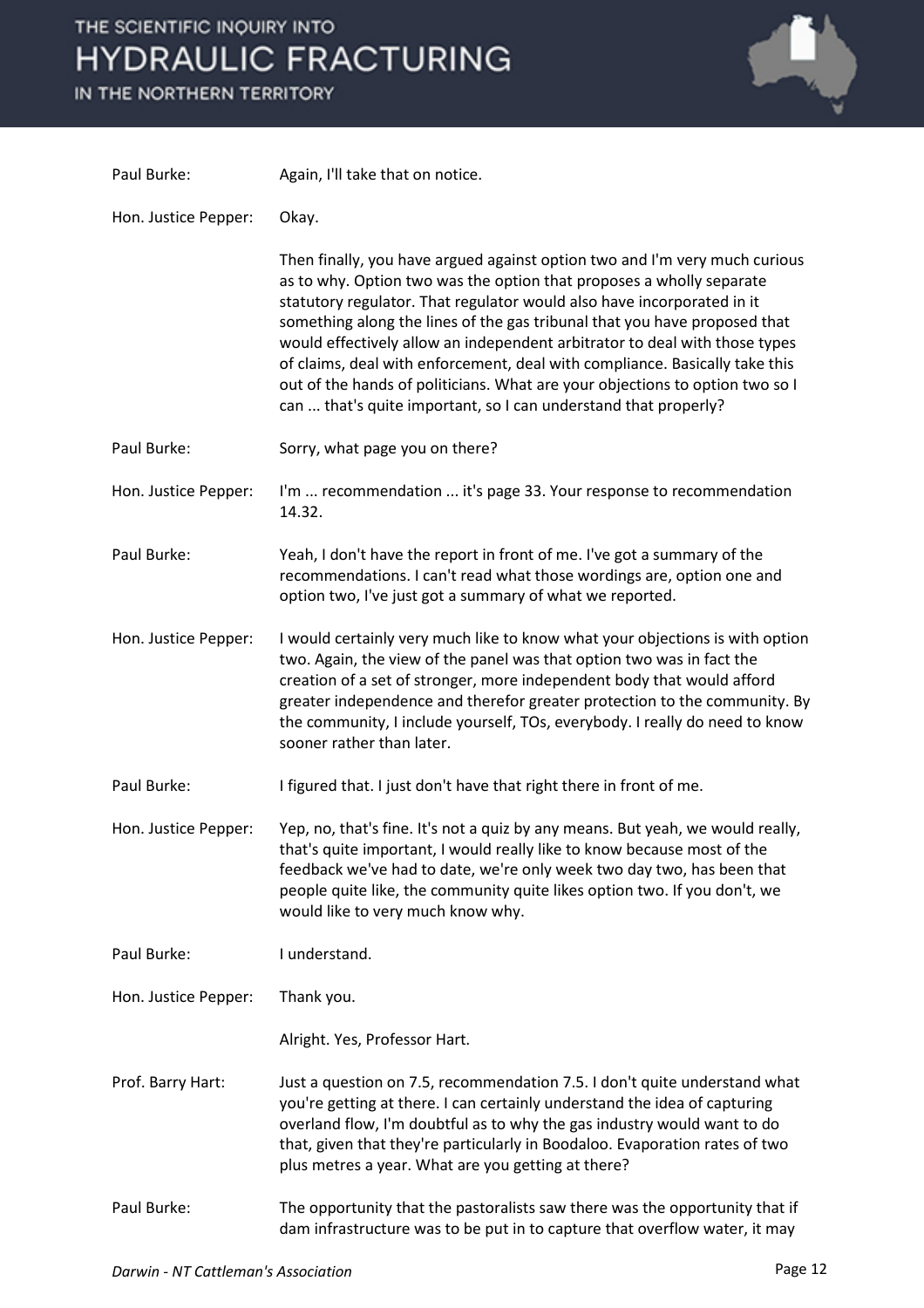Paul Burke: Again, I'll take that on notice.

Hon. Justice Pepper: Okay.

Then finally, you have argued against option two and I'm very much curious as to why. Option two was the option that proposes a wholly separate statutory regulator. That regulator would also have incorporated in it something along the lines of the gas tribunal that you have proposed that would effectively allow an independent arbitrator to deal with those types of claims, deal with enforcement, deal with compliance. Basically take this out of the hands of politicians. What are your objections to option two so I can ... that's quite important, so I can understand that properly?

Paul Burke: Sorry, what page you on there?

Hon. Justice Pepper: I'm ... recommendation ... it's page 33. Your response to recommendation 14.32.

Paul Burke: Yeah, I don't have the report in front of me. I've got a summary of the recommendations. I can't read what those wordings are, option one and option two, I've just got a summary of what we reported.

Hon. Justice Pepper: I would certainly very much like to know what your objections is with option two. Again, the view of the panel was that option two was in fact the creation of a set of stronger, more independent body that would afford greater independence and therefor greater protection to the community. By the community, I include yourself, TOs, everybody. I really do need to know sooner rather than later.

Paul Burke: I figured that. I just don't have that right there in front of me.

Hon. Justice Pepper: Yep, no, that's fine. It's not a quiz by any means. But yeah, we would really, that's quite important, I would really like to know because most of the feedback we've had to date, we're only week two day two, has been that people quite like, the community quite likes option two. If you don't, we would like to very much know why.

Paul Burke: I understand.

Hon. Justice Pepper: Thank you.

Alright. Yes, Professor Hart.

Prof. Barry Hart: Just a question on 7.5, recommendation 7.5. I don't quite understand what you're getting at there. I can certainly understand the idea of capturing overland flow, I'm doubtful as to why the gas industry would want to do that, given that they're particularly in Boodaloo. Evaporation rates of two plus metres a year. What are you getting at there?

Paul Burke: The opportunity that the pastoralists saw there was the opportunity that if dam infrastructure was to be put in to capture that overflow water, it may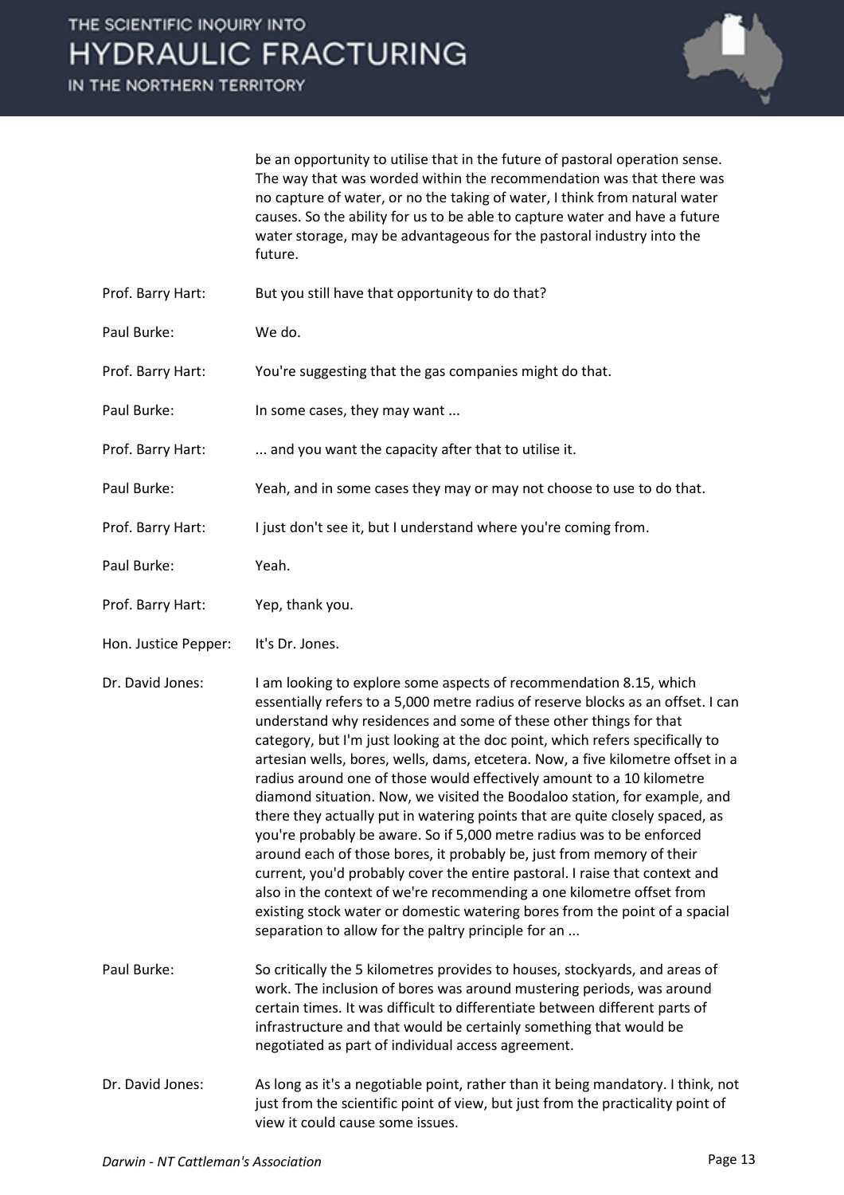be an opportunity to utilise that in the future of pastoral operation sense. The way that was worded within the recommendation was that there was no capture of water, or no the taking of water, I think from natural water causes. So the ability for us to be able to capture water and have a future water storage, may be advantageous for the pastoral industry into the future.

| | |
|---|---|
| Prof. Barry Hart: | But you still have that opportunity to do that? |
| Paul Burke: | We do. |
| Prof. Barry Hart: | You're suggesting that the gas companies might do that. |
| Paul Burke: | In some cases, they may want ... |
| Prof. Barry Hart: | ... and you want the capacity after that to utilise it. |
| Paul Burke: | Yeah, and in some cases they may or may not choose to use to do that. |
| Prof. Barry Hart: | I just don't see it, but I understand where you're coming from. |
| Paul Burke: | Yeah. |
| Prof. Barry Hart: | Yep, thank you. |
| Hon. Justice Pepper: | It's Dr. Jones. |
| Dr. David Jones: | I am looking to explore some aspects of recommendation 8.15, which essentially refers to a 5,000 metre radius of reserve blocks as an offset. I can understand why residences and some of these other things for that category, but I'm just looking at the doc point, which refers specifically to artesian wells, bores, wells, dams, etcetera. Now, a five kilometre offset in a radius around one of those would effectively amount to a 10 kilometre diamond situation. Now, we visited the Boodaloo station, for example, and there they actually put in watering points that are quite closely spaced, as you're probably be aware. So if 5,000 metre radius was to be enforced around each of those bores, it probably be, just from memory of their current, you'd probably cover the entire pastoral. I raise that context and also in the context of we're recommending a one kilometre offset from existing stock water or domestic watering bores from the point of a spacial separation to allow for the paltry principle for an ... |
| Paul Burke: | So critically the 5 kilometres provides to houses, stockyards, and areas of work. The inclusion of bores was around mustering periods, was around certain times. It was difficult to differentiate between different parts of infrastructure and that would be certainly something that would be negotiated as part of individual access agreement. |
| Dr. David Jones: | As long as it's a negotiable point, rather than it being mandatory. I think, not just from the scientific point of view, but just from the practicality point of view it could cause some issues. |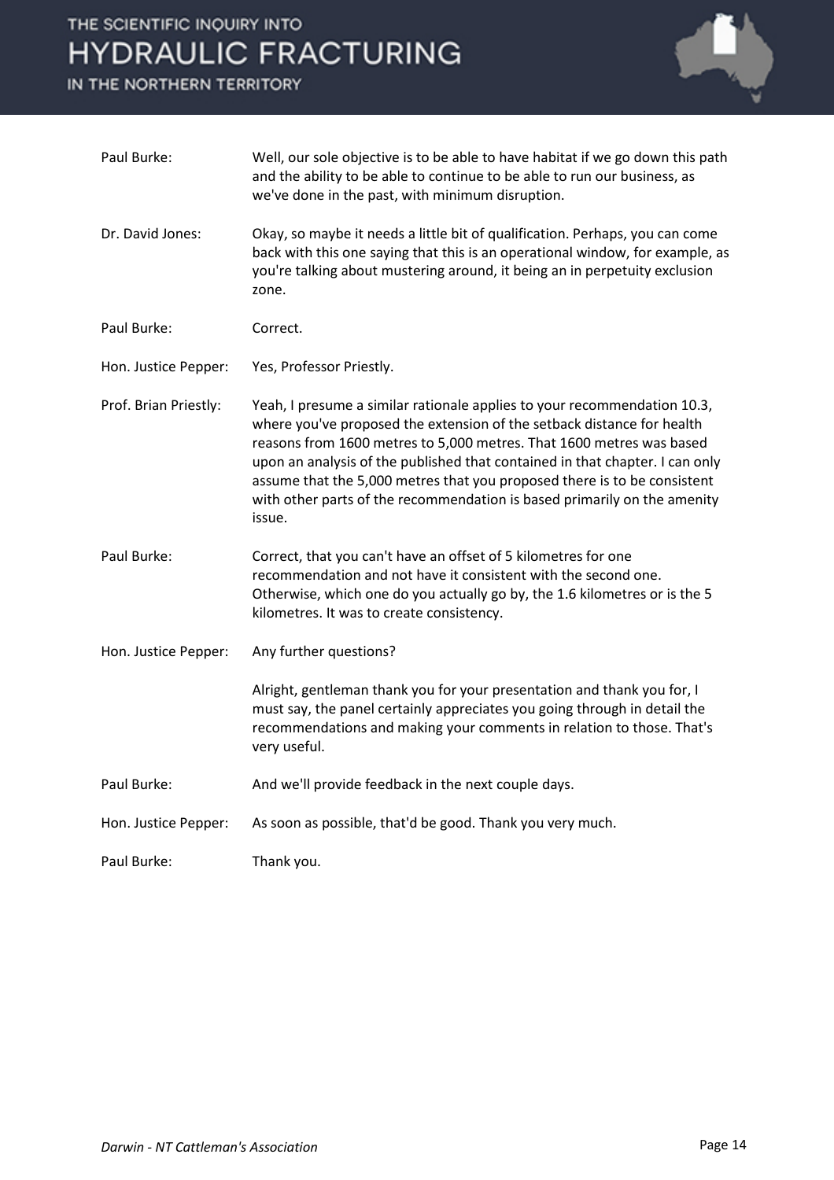Paul Burke: Well, our sole objective is to be able to have habitat if we go down this path and the ability to be able to continue to be able to run our business, as we've done in the past, with minimum disruption.

Dr. David Jones: Okay, so maybe it needs a little bit of qualification. Perhaps, you can come back with this one saying that this is an operational window, for example, as you're talking about mustering around, it being an in perpetuity exclusion zone.

Paul Burke: Correct.

Hon. Justice Pepper: Yes, Professor Priestly.

Prof. Brian Priestly: Yeah, I presume a similar rationale applies to your recommendation 10.3, where you've proposed the extension of the setback distance for health reasons from 1600 metres to 5,000 metres. That 1600 metres was based upon an analysis of the published that contained in that chapter. I can only assume that the 5,000 metres that you proposed there is to be consistent with other parts of the recommendation is based primarily on the amenity issue.

Paul Burke: Correct, that you can't have an offset of 5 kilometres for one recommendation and not have it consistent with the second one. Otherwise, which one do you actually go by, the 1.6 kilometres or is the 5 kilometres. It was to create consistency.

Hon. Justice Pepper: Any further questions?

Alright, gentleman thank you for your presentation and thank you for, I must say, the panel certainly appreciates you going through in detail the recommendations and making your comments in relation to those. That's very useful.

Paul Burke: And we'll provide feedback in the next couple days.

Hon. Justice Pepper: As soon as possible, that'd be good. Thank you very much.

Paul Burke: Thank you.